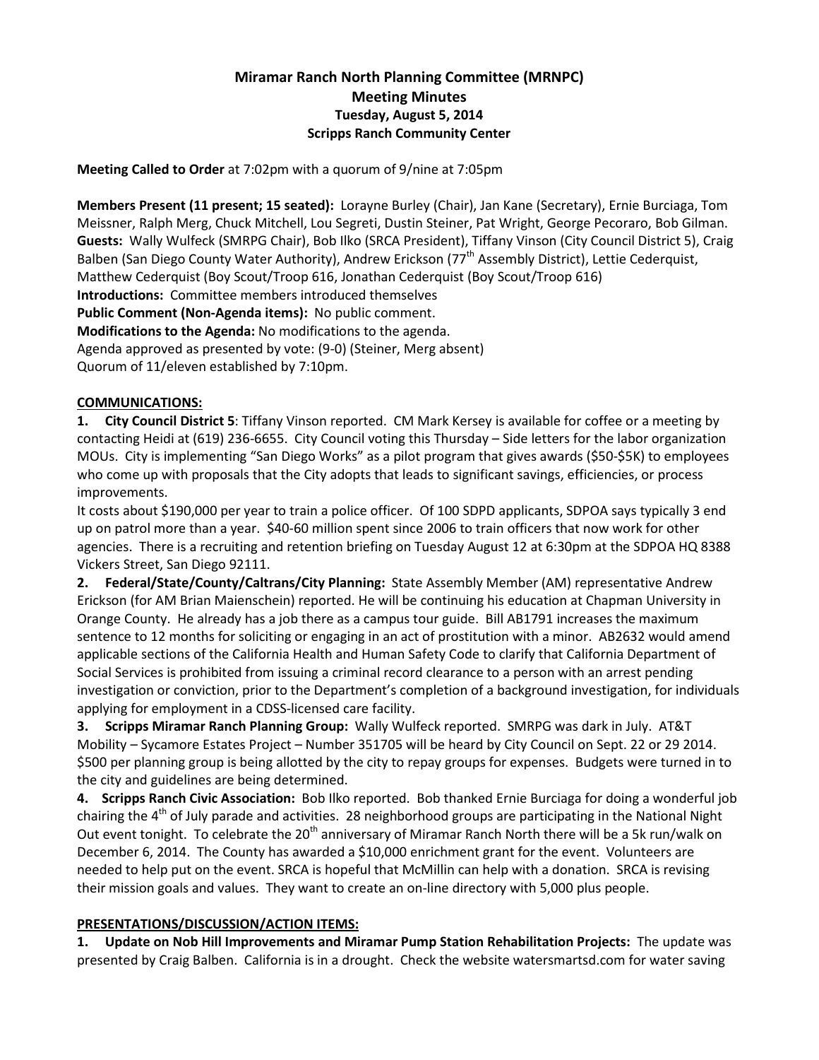# Miramar Ranch North Planning Committee (MRNPC)
## Meeting Minutes
### Tuesday, August 5, 2014
### Scripps Ranch Community Center

**Meeting Called to Order** at 7:02pm with a quorum of 9/nine at 7:05pm

**Members Present (11 present; 15 seated):** Lorayne Burley (Chair), Jan Kane (Secretary), Ernie Burciaga, Tom Meissner, Ralph Merg, Chuck Mitchell, Lou Segreti, Dustin Steiner, Pat Wright, George Pecoraro, Bob Gilman.
**Guests:** Wally Wulfeck (SMRPG Chair), Bob Ilko (SRCA President), Tiffany Vinson (City Council District 5), Craig Balben (San Diego County Water Authority), Andrew Erickson (77th Assembly District), Lettie Cederquist, Matthew Cederquist (Boy Scout/Troop 616, Jonathan Cederquist (Boy Scout/Troop 616)
**Introductions:** Committee members introduced themselves
**Public Comment (Non-Agenda items):** No public comment.
**Modifications to the Agenda:** No modifications to the agenda.
Agenda approved as presented by vote: (9-0) (Steiner, Merg absent)
Quorum of 11/eleven established by 7:10pm.

**COMMUNICATIONS:**

**1. City Council District 5**: Tiffany Vinson reported. CM Mark Kersey is available for coffee or a meeting by contacting Heidi at (619) 236-6655. City Council voting this Thursday – Side letters for the labor organization MOUs. City is implementing "San Diego Works" as a pilot program that gives awards ($50-$5K) to employees who come up with proposals that the City adopts that leads to significant savings, efficiencies, or process improvements.
It costs about $190,000 per year to train a police officer. Of 100 SDPD applicants, SDPOA says typically 3 end up on patrol more than a year. $40-60 million spent since 2006 to train officers that now work for other agencies. There is a recruiting and retention briefing on Tuesday August 12 at 6:30pm at the SDPOA HQ 8388 Vickers Street, San Diego 92111.

**2. Federal/State/County/Caltrans/City Planning:** State Assembly Member (AM) representative Andrew Erickson (for AM Brian Maienschein) reported. He will be continuing his education at Chapman University in Orange County. He already has a job there as a campus tour guide. Bill AB1791 increases the maximum sentence to 12 months for soliciting or engaging in an act of prostitution with a minor. AB2632 would amend applicable sections of the California Health and Human Safety Code to clarify that California Department of Social Services is prohibited from issuing a criminal record clearance to a person with an arrest pending investigation or conviction, prior to the Department's completion of a background investigation, for individuals applying for employment in a CDSS-licensed care facility.

**3. Scripps Miramar Ranch Planning Group:** Wally Wulfeck reported. SMRPG was dark in July. AT&T Mobility – Sycamore Estates Project – Number 351705 will be heard by City Council on Sept. 22 or 29 2014. $500 per planning group is being allotted by the city to repay groups for expenses. Budgets were turned in to the city and guidelines are being determined.

**4. Scripps Ranch Civic Association:** Bob Ilko reported. Bob thanked Ernie Burciaga for doing a wonderful job chairing the 4th of July parade and activities. 28 neighborhood groups are participating in the National Night Out event tonight. To celebrate the 20th anniversary of Miramar Ranch North there will be a 5k run/walk on December 6, 2014. The County has awarded a $10,000 enrichment grant for the event. Volunteers are needed to help put on the event. SRCA is hopeful that McMillin can help with a donation. SRCA is revising their mission goals and values. They want to create an on-line directory with 5,000 plus people.

**PRESENTATIONS/DISCUSSION/ACTION ITEMS:**

**1. Update on Nob Hill Improvements and Miramar Pump Station Rehabilitation Projects:** The update was presented by Craig Balben. California is in a drought. Check the website watersmartsd.com for water saving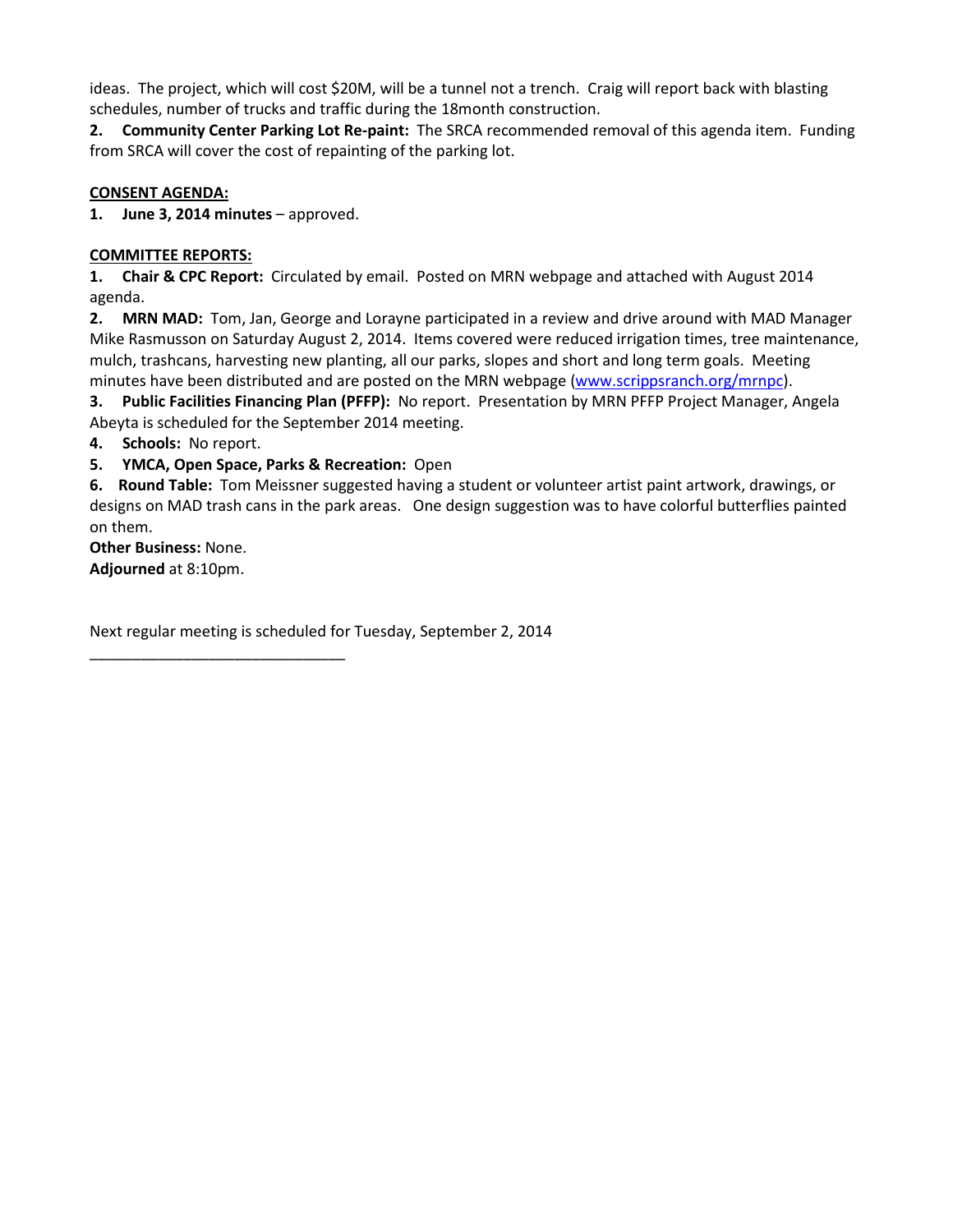ideas. The project, which will cost $20M, will be a tunnel not a trench. Craig will report back with blasting schedules, number of trucks and traffic during the 18month construction.

**2. Community Center Parking Lot Re-paint:** The SRCA recommended removal of this agenda item. Funding from SRCA will cover the cost of repainting of the parking lot.

**CONSENT AGENDA:**

**1. June 3, 2014 minutes** – approved.

**COMMITTEE REPORTS:**

**1. Chair & CPC Report:** Circulated by email. Posted on MRN webpage and attached with August 2014 agenda.

**2. MRN MAD:** Tom, Jan, George and Lorayne participated in a review and drive around with MAD Manager Mike Rasmusson on Saturday August 2, 2014. Items covered were reduced irrigation times, tree maintenance, mulch, trashcans, harvesting new planting, all our parks, slopes and short and long term goals. Meeting minutes have been distributed and are posted on the MRN webpage (www.scrippsranch.org/mrnpc).

**3. Public Facilities Financing Plan (PFFP):** No report. Presentation by MRN PFFP Project Manager, Angela Abeyta is scheduled for the September 2014 meeting.

**4. Schools:** No report.

**5. YMCA, Open Space, Parks & Recreation:** Open

**6. Round Table:** Tom Meissner suggested having a student or volunteer artist paint artwork, drawings, or designs on MAD trash cans in the park areas. One design suggestion was to have colorful butterflies painted on them.

**Other Business:** None.

**Adjourned** at 8:10pm.

Next regular meeting is scheduled for Tuesday, September 2, 2014

______________________________